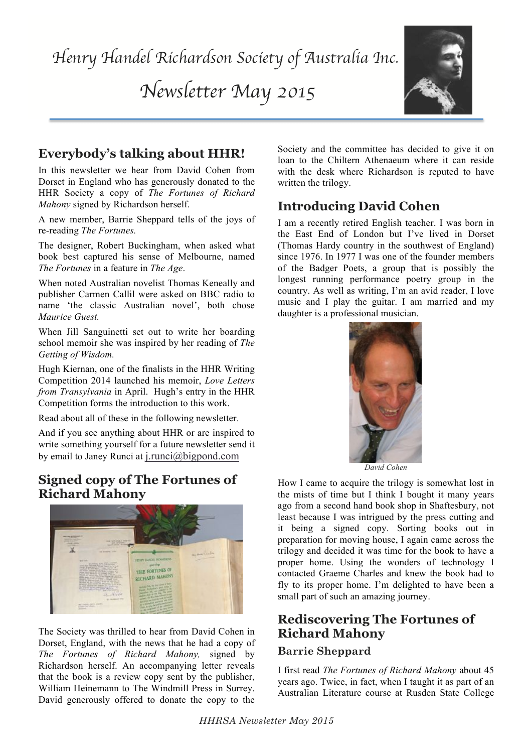# Henry Handel Richardson Society of Australia Inc.

# Newsletter May 2015

## Everybody's talking about HHR!

In this newsletter we hear from David Cohen from Dorset in England who has generously donated to the HHR Society a copy of *The Fortunes of Richard Mahony* signed by Richardson herself.

A new member, Barrie Sheppard tells of the joys of re-reading *The Fortunes.*

The designer, Robert Buckingham, when asked what book best captured his sense of Melbourne, named *The Fortunes* in a feature in *The Age*.

When noted Australian novelist Thomas Keneally and publisher Carmen Callil were asked on BBC radio to name 'the classic Australian novel', both chose *Maurice Guest.*

When Jill Sanguinetti set out to write her boarding school memoir she was inspired by her reading of *The Getting of Wisdom.*

Hugh Kiernan, one of the finalists in the HHR Writing Competition 2014 launched his memoir, *Love Letters from Transylvania* in April. Hugh's entry in the HHR Competition forms the introduction to this work.

Read about all of these in the following newsletter.

And if you see anything about HHR or are inspired to write something yourself for a future newsletter send it by email to Janey Runci at j.runci@bigpond.com

## Signed copy of The Fortunes of Richard Mahony

The Society was thrilled to hear from David Cohen in Dorset, England, with the news that he had a copy of *The Fortunes of Richard Mahony,* signed by Richardson herself. An accompanying letter reveals that the book is a review copy sent by the publisher, William Heinemann to The Windmill Press in Surrey. David generously offered to donate the copy to the Society and the committee has decided to give it on loan to the Chiltern Athenaeum where it can reside with the desk where Richardson is reputed to have written the trilogy.

## Introducing David Cohen

I am a recently retired English teacher. I was born in the East End of London but I've lived in Dorset (Thomas Hardy country in the southwest of England) since 1976. In 1977 I was one of the founder members of the Badger Poets, a group that is possibly the longest running performance poetry group in the country. As well as writing, I'm an avid reader, I love music and I play the guitar. I am married and my daughter is a professional musician.

*David Cohen*

How I came to acquire the trilogy is somewhat lost in the mists of time but I think I bought it many years ago from a second hand book shop in Shaftesbury, not least because I was intrigued by the press cutting and it being a signed copy. Sorting books out in preparation for moving house, I again came across the trilogy and decided it was time for the book to have a proper home. Using the wonders of technology I contacted Graeme Charles and knew the book had to fly to its proper home. I'm delighted to have been a small part of such an amazing journey.

## Rediscovering The Fortunes of Richard Mahony

### Barrie Sheppard

I first read *The Fortunes of Richard Mahony* about 45 years ago. Twice, in fact, when I taught it as part of an Australian Literature course at Rusden State College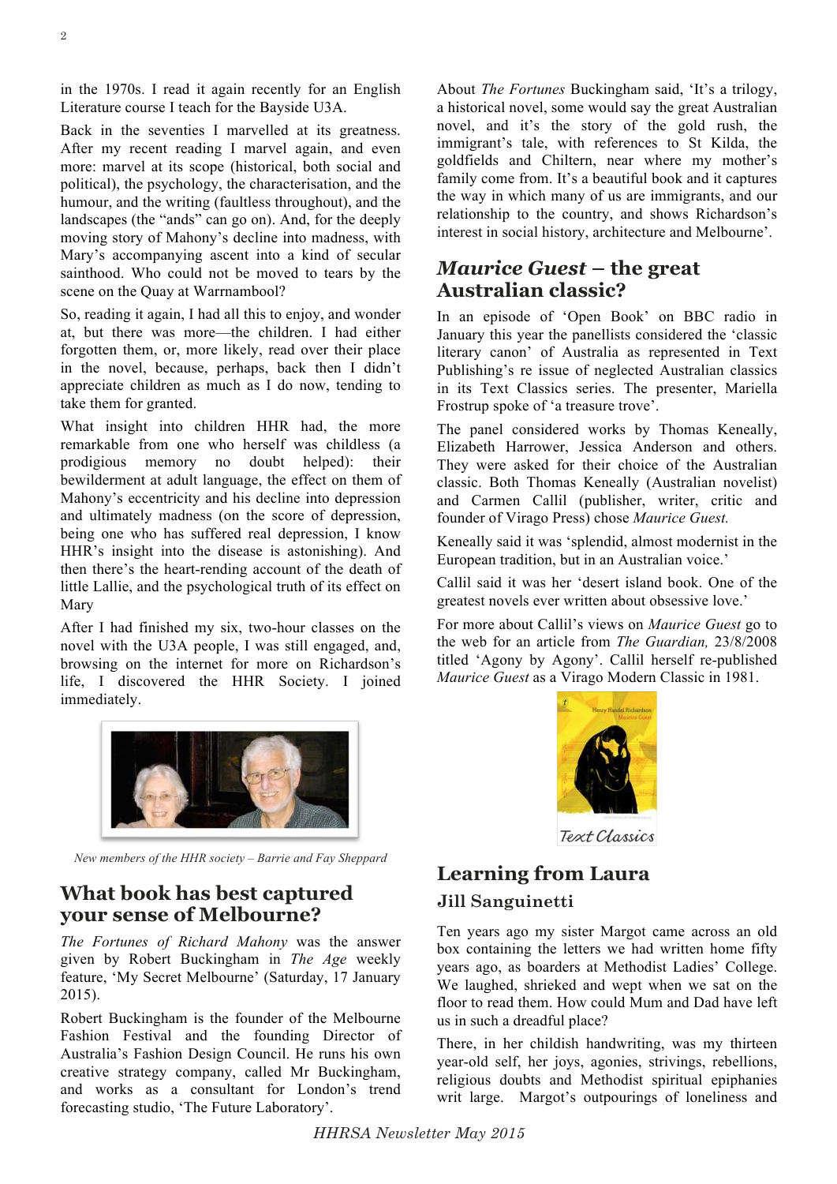in the 1970s. I read it again recently for an English Literature course I teach for the Bayside U3A.

Back in the seventies I marvelled at its greatness. After my recent reading I marvel again, and even more: marvel at its scope (historical, both social and political), the psychology, the characterisation, and the humour, and the writing (faultless throughout), and the landscapes (the "ands" can go on). And, for the deeply moving story of Mahony's decline into madness, with Mary's accompanying ascent into a kind of secular sainthood. Who could not be moved to tears by the scene on the Quay at Warrnambool?

So, reading it again, I had all this to enjoy, and wonder at, but there was more—the children. I had either forgotten them, or, more likely, read over their place in the novel, because, perhaps, back then I didn't appreciate children as much as I do now, tending to take them for granted.

What insight into children HHR had, the more remarkable from one who herself was childless (a prodigious memory no doubt helped): their bewilderment at adult language, the effect on them of Mahony's eccentricity and his decline into depression and ultimately madness (on the score of depression, being one who has suffered real depression, I know HHR's insight into the disease is astonishing). And then there's the heart-rending account of the death of little Lallie, and the psychological truth of its effect on Mary

After I had finished my six, two-hour classes on the novel with the U3A people, I was still engaged, and, browsing on the internet for more on Richardson's life, I discovered the HHR Society. I joined immediately.

*New members of the HHR society – Barrie and Fay Sheppard*

## What book has best captured your sense of Melbourne?

*The Fortunes of Richard Mahony* was the answer given by Robert Buckingham in *The Age* weekly feature, 'My Secret Melbourne' (Saturday, 17 January 2015).

Robert Buckingham is the founder of the Melbourne Fashion Festival and the founding Director of Australia's Fashion Design Council. He runs his own creative strategy company, called Mr Buckingham, and works as a consultant for London's trend forecasting studio, 'The Future Laboratory'.

About *The Fortunes* Buckingham said, 'It's a trilogy, a historical novel, some would say the great Australian novel, and it's the story of the gold rush, the immigrant's tale, with references to St Kilda, the goldfields and Chiltern, near where my mother's family come from. It's a beautiful book and it captures the way in which many of us are immigrants, and our relationship to the country, and shows Richardson's interest in social history, architecture and Melbourne'.

## *Maurice Guest* – the great Australian classic?

In an episode of 'Open Book' on BBC radio in January this year the panellists considered the 'classic literary canon' of Australia as represented in Text Publishing's re issue of neglected Australian classics in its Text Classics series. The presenter, Mariella Frostrup spoke of 'a treasure trove'.

The panel considered works by Thomas Keneally, Elizabeth Harrower, Jessica Anderson and others. They were asked for their choice of the Australian classic. Both Thomas Keneally (Australian novelist) and Carmen Callil (publisher, writer, critic and founder of Virago Press) chose *Maurice Guest.*

Keneally said it was 'splendid, almost modernist in the European tradition, but in an Australian voice.'

Callil said it was her 'desert island book. One of the greatest novels ever written about obsessive love.'

For more about Callil's views on *Maurice Guest* go to the web for an article from *The Guardian,* 23/8/2008 titled 'Agony by Agony'. Callil herself re-published *Maurice Guest* as a Virago Modern Classic in 1981.

## Learning from Laura

### Jill Sanguinetti

Ten years ago my sister Margot came across an old box containing the letters we had written home fifty years ago, as boarders at Methodist Ladies' College. We laughed, shrieked and wept when we sat on the floor to read them. How could Mum and Dad have left us in such a dreadful place?

There, in her childish handwriting, was my thirteen year-old self, her joys, agonies, strivings, rebellions, religious doubts and Methodist spiritual epiphanies writ large. Margot's outpourings of loneliness and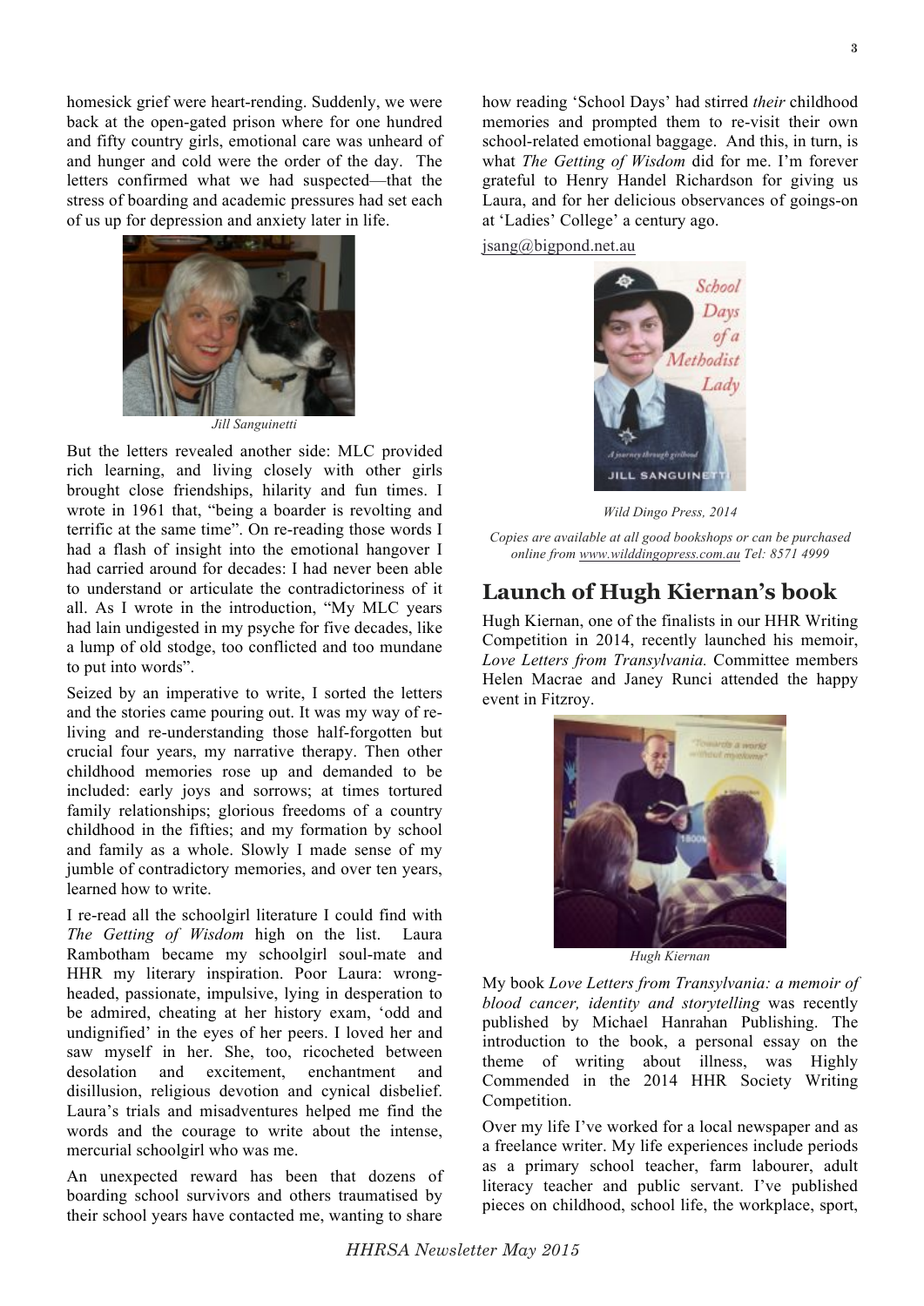homesick grief were heart-rending. Suddenly, we were back at the open-gated prison where for one hundred and fifty country girls, emotional care was unheard of and hunger and cold were the order of the day. The letters confirmed what we had suspected—that the stress of boarding and academic pressures had set each of us up for depression and anxiety later in life.

*Jill Sanguinetti*

But the letters revealed another side: MLC provided rich learning, and living closely with other girls brought close friendships, hilarity and fun times. I wrote in 1961 that, "being a boarder is revolting and terrific at the same time". On re-reading those words I had a flash of insight into the emotional hangover I had carried around for decades: I had never been able to understand or articulate the contradictoriness of it all. As I wrote in the introduction, "My MLC years had lain undigested in my psyche for five decades, like a lump of old stodge, too conflicted and too mundane to put into words".

Seized by an imperative to write, I sorted the letters and the stories came pouring out. It was my way of re-living and re-understanding those half-forgotten but crucial four years, my narrative therapy. Then other childhood memories rose up and demanded to be included: early joys and sorrows; at times tortured family relationships; glorious freedoms of a country childhood in the fifties; and my formation by school and family as a whole. Slowly I made sense of my jumble of contradictory memories, and over ten years, learned how to write.

I re-read all the schoolgirl literature I could find with *The Getting of Wisdom* high on the list. Laura Rambotham became my schoolgirl soul-mate and HHR my literary inspiration. Poor Laura: wrong-headed, passionate, impulsive, lying in desperation to be admired, cheating at her history exam, 'odd and undignified' in the eyes of her peers. I loved her and saw myself in her. She, too, ricocheted between desolation and excitement, enchantment and disillusion, religious devotion and cynical disbelief. Laura's trials and misadventures helped me find the words and the courage to write about the intense, mercurial schoolgirl who was me.

An unexpected reward has been that dozens of boarding school survivors and others traumatised by their school years have contacted me, wanting to share how reading 'School Days' had stirred *their* childhood memories and prompted them to re-visit their own school-related emotional baggage. And this, in turn, is what *The Getting of Wisdom* did for me. I'm forever grateful to Henry Handel Richardson for giving us Laura, and for her delicious observances of goings-on at 'Ladies' College' a century ago.

jsang@bigpond.net.au

*Wild Dingo Press, 2014*

*Copies are available at all good bookshops or can be purchased online from www.wilddingopress.com.au Tel: 8571 4999*

## Launch of Hugh Kiernan's book

Hugh Kiernan, one of the finalists in our HHR Writing Competition in 2014, recently launched his memoir, *Love Letters from Transylvania.* Committee members Helen Macrae and Janey Runci attended the happy event in Fitzroy.

*Hugh Kiernan*

My book *Love Letters from Transylvania: a memoir of blood cancer, identity and storytelling* was recently published by Michael Hanrahan Publishing. The introduction to the book, a personal essay on the theme of writing about illness, was Highly Commended in the 2014 HHR Society Writing Competition.

Over my life I've worked for a local newspaper and as a freelance writer. My life experiences include periods as a primary school teacher, farm labourer, adult literacy teacher and public servant. I've published pieces on childhood, school life, the workplace, sport,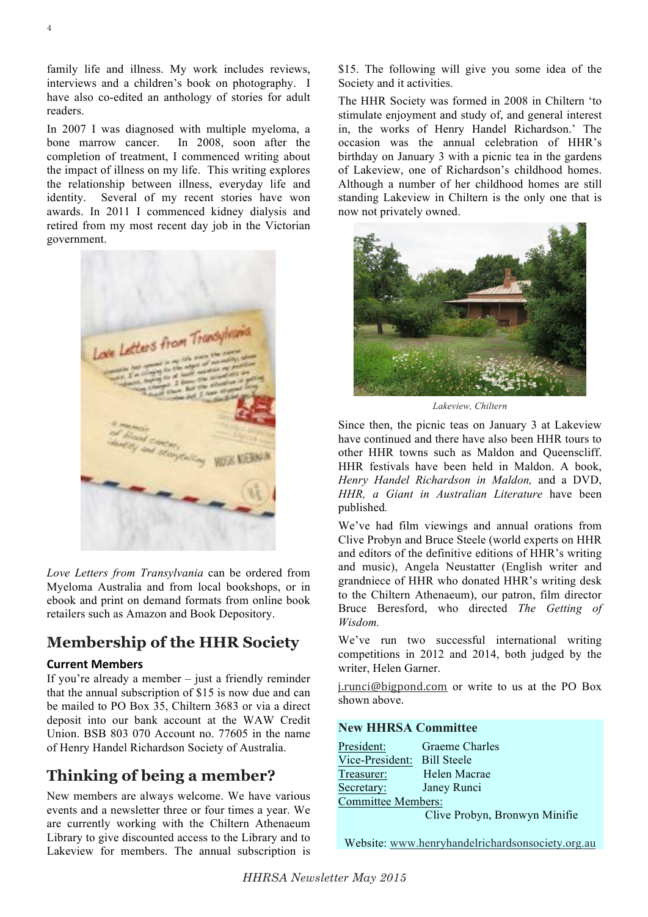family life and illness. My work includes reviews, interviews and a children's book on photography. I have also co-edited an anthology of stories for adult readers.

In 2007 I was diagnosed with multiple myeloma, a bone marrow cancer. In 2008, soon after the completion of treatment, I commenced writing about the impact of illness on my life. This writing explores the relationship between illness, everyday life and identity. Several of my recent stories have won awards. In 2011 I commenced kidney dialysis and retired from my most recent day job in the Victorian government.

*Love Letters from Transylvania* can be ordered from Myeloma Australia and from local bookshops, or in ebook and print on demand formats from online book retailers such as Amazon and Book Depository.

## Membership of the HHR Society

### Current Members

If you're already a member – just a friendly reminder that the annual subscription of $15 is now due and can be mailed to PO Box 35, Chiltern 3683 or via a direct deposit into our bank account at the WAW Credit Union. BSB 803 070 Account no. 77605 in the name of Henry Handel Richardson Society of Australia.

## Thinking of being a member?

New members are always welcome. We have various events and a newsletter three or four times a year. We are currently working with the Chiltern Athenaeum Library to give discounted access to the Library and to Lakeview for members. The annual subscription is $15. The following will give you some idea of the Society and it activities.

The HHR Society was formed in 2008 in Chiltern 'to stimulate enjoyment and study of, and general interest in, the works of Henry Handel Richardson.' The occasion was the annual celebration of HHR's birthday on January 3 with a picnic tea in the gardens of Lakeview, one of Richardson's childhood homes. Although a number of her childhood homes are still standing Lakeview in Chiltern is the only one that is now not privately owned.

*Lakeview, Chiltern*

Since then, the picnic teas on January 3 at Lakeview have continued and there have also been HHR tours to other HHR towns such as Maldon and Queenscliff. HHR festivals have been held in Maldon. A book, *Henry Handel Richardson in Maldon,* and a DVD, *HHR, a Giant in Australian Literature* have been published.

We've had film viewings and annual orations from Clive Probyn and Bruce Steele (world experts on HHR and editors of the definitive editions of HHR's writing and music), Angela Neustatter (English writer and grandniece of HHR who donated HHR's writing desk to the Chiltern Athenaeum), our patron, film director Bruce Beresford, who directed *The Getting of Wisdom.*

We've run two successful international writing competitions in 2012 and 2014, both judged by the writer, Helen Garner.

j.runci@bigpond.com or write to us at the PO Box shown above.

### New HHRSA Committee

President: Graeme Charles
Vice-President: Bill Steele
Treasurer: Helen Macrae
Secretary: Janey Runci
Committee Members:
Clive Probyn, Bronwyn Minifie

Website: www.henryhandelrichardsonsociety.org.au

*HHRSA Newsletter May 2015*